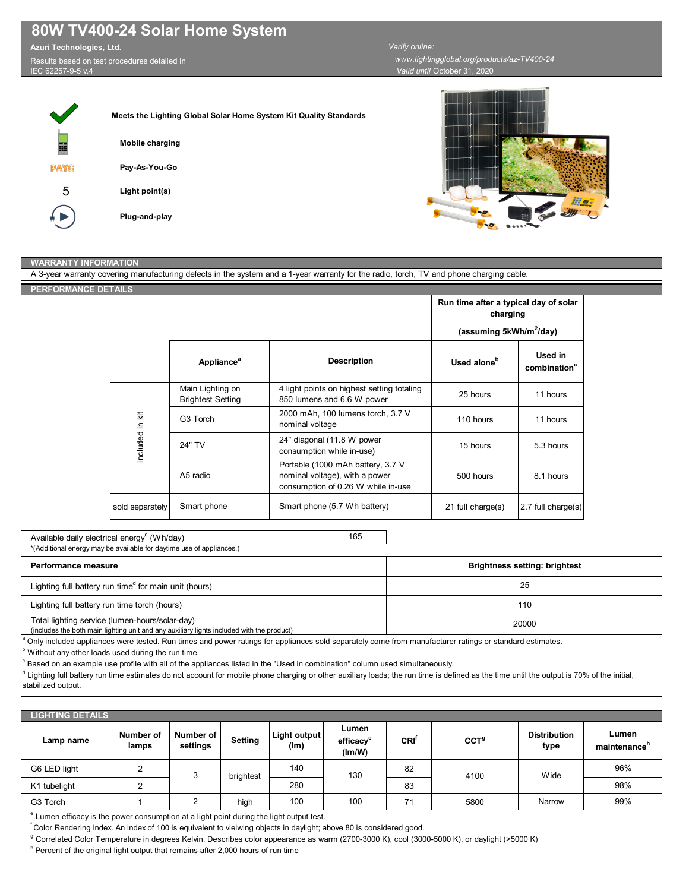# 80W TV400-24 Solar Home System

**Azuri Technologies, Ltd.**

Results based on test procedures detailed in IEC 62257-9-5 v.4

*Verify online:*
*www.lightingglobal.org/products/az-TV400-24*
*Valid until* October 31, 2020

**Meets the Lighting Global Solar Home System Kit Quality Standards**

**Mobile charging**

**Pay-As-You-Go**

5 **Light point(s)**

**Plug-and-play**

## WARRANTY INFORMATION

A 3-year warranty covering manufacturing defects in the system and a 1-year warranty for the radio, torch, TV and phone charging cable.

## PERFORMANCE DETAILS

| | Appliance[a] | Description | Run time after a typical day of solar charging (assuming 5kWh/$m^2$/day) — Used alone[b] | Used in combination[c] |
|---|---|---|---|---|
| included in kit | Main Lighting on Brightest Setting | 4 light points on highest setting totaling 850 lumens and 6.6 W power | 25 hours | 11 hours |
| included in kit | G3 Torch | 2000 mAh, 100 lumens torch, 3.7 V nominal voltage | 110 hours | 11 hours |
| included in kit | 24" TV | 24" diagonal (11.8 W power consumption while in-use) | 15 hours | 5.3 hours |
| included in kit | A5 radio | Portable (1000 mAh battery, 3.7 V nominal voltage), with a power consumption of 0.26 W while in-use | 500 hours | 8.1 hours |
| sold separately | Smart phone | Smart phone (5.7 Wh battery) | 21 full charge(s) | 2.7 full charge(s) |

| Available daily electrical energy[c] (Wh/day) | 165 |
|---|---|

*(Additional energy may be available for daytime use of appliances.)

| Performance measure | Brightness setting: brightest |
|---|---|
| Lighting full battery run time[d] for main unit (hours) | 25 |
| Lighting full battery run time torch (hours) | 110 |
| Total lighting service (lumen-hours/solar-day) (includes the both main lighting unit and any auxiliary lights included with the product) | 20000 |

[a] Only included appliances were tested. Run times and power ratings for appliances sold separately come from manufacturer ratings or standard estimates.

[b] Without any other loads used during the run time

[c] Based on an example use profile with all of the appliances listed in the "Used in combination" column used simultaneously.

[d] Lighting full battery run time estimates do not account for mobile phone charging or other auxiliary loads; the run time is defined as the time until the output is 70% of the initial, stabilized output.

## LIGHTING DETAILS

| Lamp name | Number of lamps | Number of settings | Setting | Light output (lm) | Lumen efficacy[e] (lm/W) | CRI[f] | CCT[g] | Distribution type | Lumen maintenance[h] |
|---|---|---|---|---|---|---|---|---|---|
| G6 LED light | 2 | 3 | brightest | 140 | 130 | 82 | 4100 | Wide | 96% |
| K1 tubelight | 2 | 3 | brightest | 280 | 130 | 83 | 4100 | Wide | 98% |
| G3 Torch | 1 | 2 | high | 100 | 100 | 71 | 5800 | Narrow | 99% |

[e] Lumen efficacy is the power consumption at a light point during the light output test.

[f] Color Rendering Index. An index of 100 is equivalent to vieiwing objects in daylight; above 80 is considered good.

[g] Correlated Color Temperature in degrees Kelvin. Describes color appearance as warm (2700-3000 K), cool (3000-5000 K), or daylight (>5000 K)

[h] Percent of the original light output that remains after 2,000 hours of run time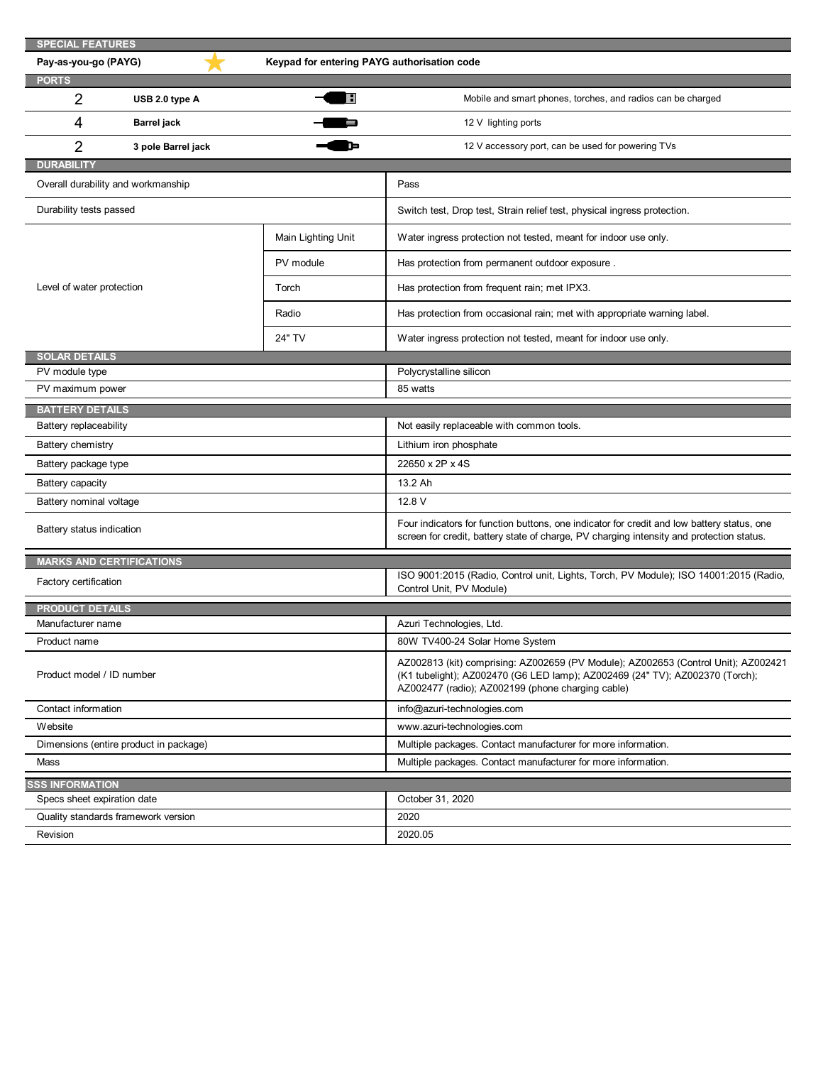| SPECIAL FEATURES | | | |
|---|---|---|---|
| **Pay-as-you-go (PAYG)** | | **Keypad for entering PAYG authorisation code** | |

| PORTS | | |
|---|---|---|
| 2 | **USB 2.0 type A** | Mobile and smart phones, torches, and radios can be charged |
| 4 | **Barrel jack** | 12 V lighting ports |
| 2 | **3 pole Barrel jack** | 12 V accessory port, can be used for powering TVs |

| DURABILITY | | |
|---|---|---|
| Overall durability and workmanship | | Pass |
| Durability tests passed | | Switch test, Drop test, Strain relief test, physical ingress protection. |
| Level of water protection | Main Lighting Unit | Water ingress protection not tested, meant for indoor use only. |
| | PV module | Has protection from permanent outdoor exposure . |
| | Torch | Has protection from frequent rain; met IPX3. |
| | Radio | Has protection from occasional rain; met with appropriate warning label. |
| | 24" TV | Water ingress protection not tested, meant for indoor use only. |

| SOLAR DETAILS | |
|---|---|
| PV module type | Polycrystalline silicon |
| PV maximum power | 85 watts |

| BATTERY DETAILS | |
|---|---|
| Battery replaceability | Not easily replaceable with common tools. |
| Battery chemistry | Lithium iron phosphate |
| Battery package type | 22650 x 2P x 4S |
| Battery capacity | 13.2 Ah |
| Battery nominal voltage | 12.8 V |
| Battery status indication | Four indicators for function buttons, one indicator for credit and low battery status, one screen for credit, battery state of charge, PV charging intensity and protection status. |

| MARKS AND CERTIFICATIONS | |
|---|---|
| Factory certification | ISO 9001:2015 (Radio, Control unit, Lights, Torch, PV Module); ISO 14001:2015 (Radio, Control Unit, PV Module) |

| PRODUCT DETAILS | |
|---|---|
| Manufacturer name | Azuri Technologies, Ltd. |
| Product name | 80W TV400-24 Solar Home System |
| Product model / ID number | AZ002813 (kit) comprising: AZ002659 (PV Module); AZ002653 (Control Unit); AZ002421 (K1 tubelight); AZ002470 (G6 LED lamp); AZ002469 (24" TV); AZ002370 (Torch); AZ002477 (radio); AZ002199 (phone charging cable) |
| Contact information | info@azuri-technologies.com |
| Website | www.azuri-technologies.com |
| Dimensions (entire product in package) | Multiple packages. Contact manufacturer for more information. |
| Mass | Multiple packages. Contact manufacturer for more information. |

| SSS INFORMATION | |
|---|---|
| Specs sheet expiration date | October 31, 2020 |
| Quality standards framework version | 2020 |
| Revision | 2020.05 |